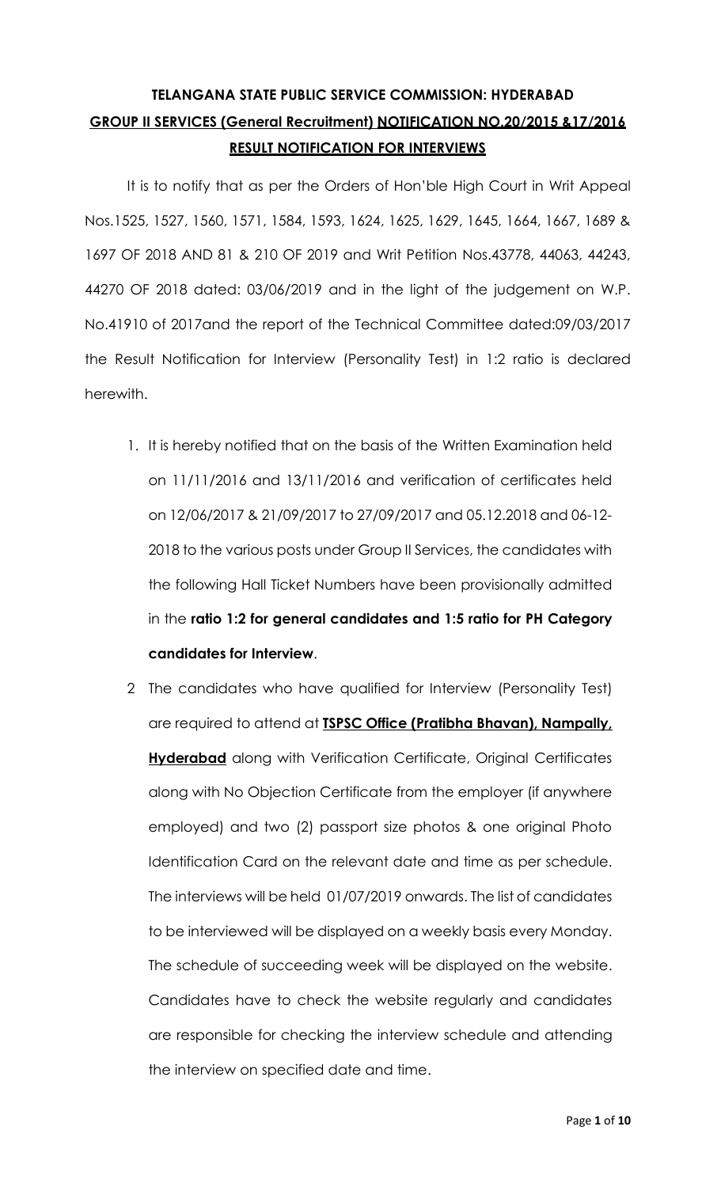# TELANGANA STATE PUBLIC SERVICE COMMISSION: HYDERABAD

## GROUP II SERVICES (General Recruitment) NOTIFICATION NO.20/2015 &17/2016

## RESULT NOTIFICATION FOR INTERVIEWS

It is to notify that as per the Orders of Hon'ble High Court in Writ Appeal Nos.1525, 1527, 1560, 1571, 1584, 1593, 1624, 1625, 1629, 1645, 1664, 1667, 1689 & 1697 OF 2018 AND 81 & 210 OF 2019 and Writ Petition Nos.43778, 44063, 44243, 44270 OF 2018 dated: 03/06/2019 and in the light of the judgement on W.P. No.41910 of 2017and the report of the Technical Committee dated:09/03/2017 the Result Notification for Interview (Personality Test) in 1:2 ratio is declared herewith.

1. It is hereby notified that on the basis of the Written Examination held on 11/11/2016 and 13/11/2016 and verification of certificates held on 12/06/2017 & 21/09/2017 to 27/09/2017 and 05.12.2018 and 06-12-2018 to the various posts under Group II Services, the candidates with the following Hall Ticket Numbers have been provisionally admitted in the **ratio 1:2 for general candidates and 1:5 ratio for PH Category candidates for Interview**.

2. The candidates who have qualified for Interview (Personality Test) are required to attend at **TSPSC Office (Pratibha Bhavan), Nampally, Hyderabad** along with Verification Certificate, Original Certificates along with No Objection Certificate from the employer (if anywhere employed) and two (2) passport size photos & one original Photo Identification Card on the relevant date and time as per schedule. The interviews will be held 01/07/2019 onwards. The list of candidates to be interviewed will be displayed on a weekly basis every Monday. The schedule of succeeding week will be displayed on the website. Candidates have to check the website regularly and candidates are responsible for checking the interview schedule and attending the interview on specified date and time.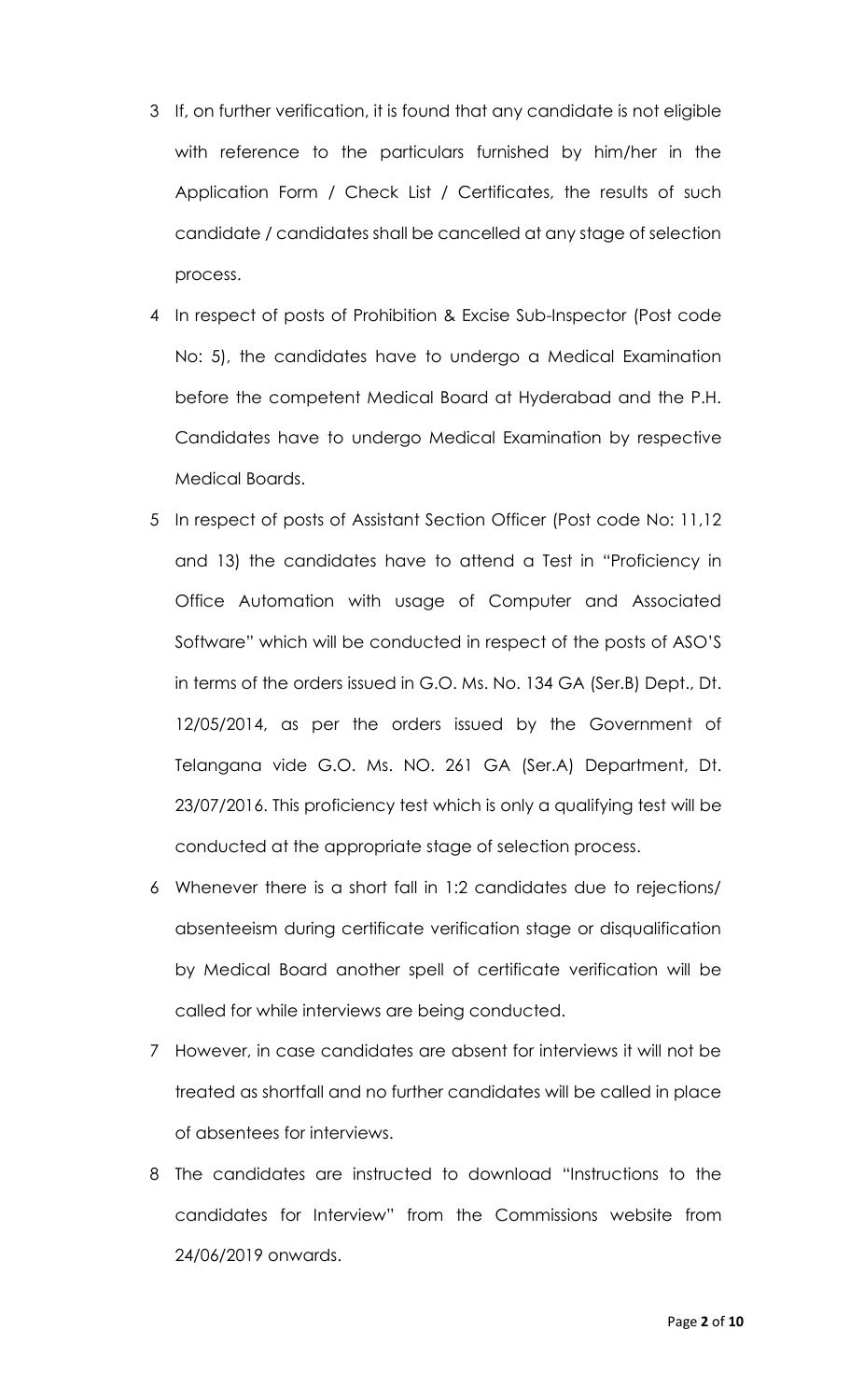3. If, on further verification, it is found that any candidate is not eligible with reference to the particulars furnished by him/her in the Application Form / Check List / Certificates, the results of such candidate / candidates shall be cancelled at any stage of selection process.
4. In respect of posts of Prohibition & Excise Sub-Inspector (Post code No: 5), the candidates have to undergo a Medical Examination before the competent Medical Board at Hyderabad and the P.H. Candidates have to undergo Medical Examination by respective Medical Boards.
5. In respect of posts of Assistant Section Officer (Post code No: 11,12 and 13) the candidates have to attend a Test in "Proficiency in Office Automation with usage of Computer and Associated Software" which will be conducted in respect of the posts of ASO'S in terms of the orders issued in G.O. Ms. No. 134 GA (Ser.B) Dept., Dt. 12/05/2014, as per the orders issued by the Government of Telangana vide G.O. Ms. NO. 261 GA (Ser.A) Department, Dt. 23/07/2016. This proficiency test which is only a qualifying test will be conducted at the appropriate stage of selection process.
6. Whenever there is a short fall in 1:2 candidates due to rejections/ absenteeism during certificate verification stage or disqualification by Medical Board another spell of certificate verification will be called for while interviews are being conducted.
7. However, in case candidates are absent for interviews it will not be treated as shortfall and no further candidates will be called in place of absentees for interviews.
8. The candidates are instructed to download "Instructions to the candidates for Interview" from the Commissions website from 24/06/2019 onwards.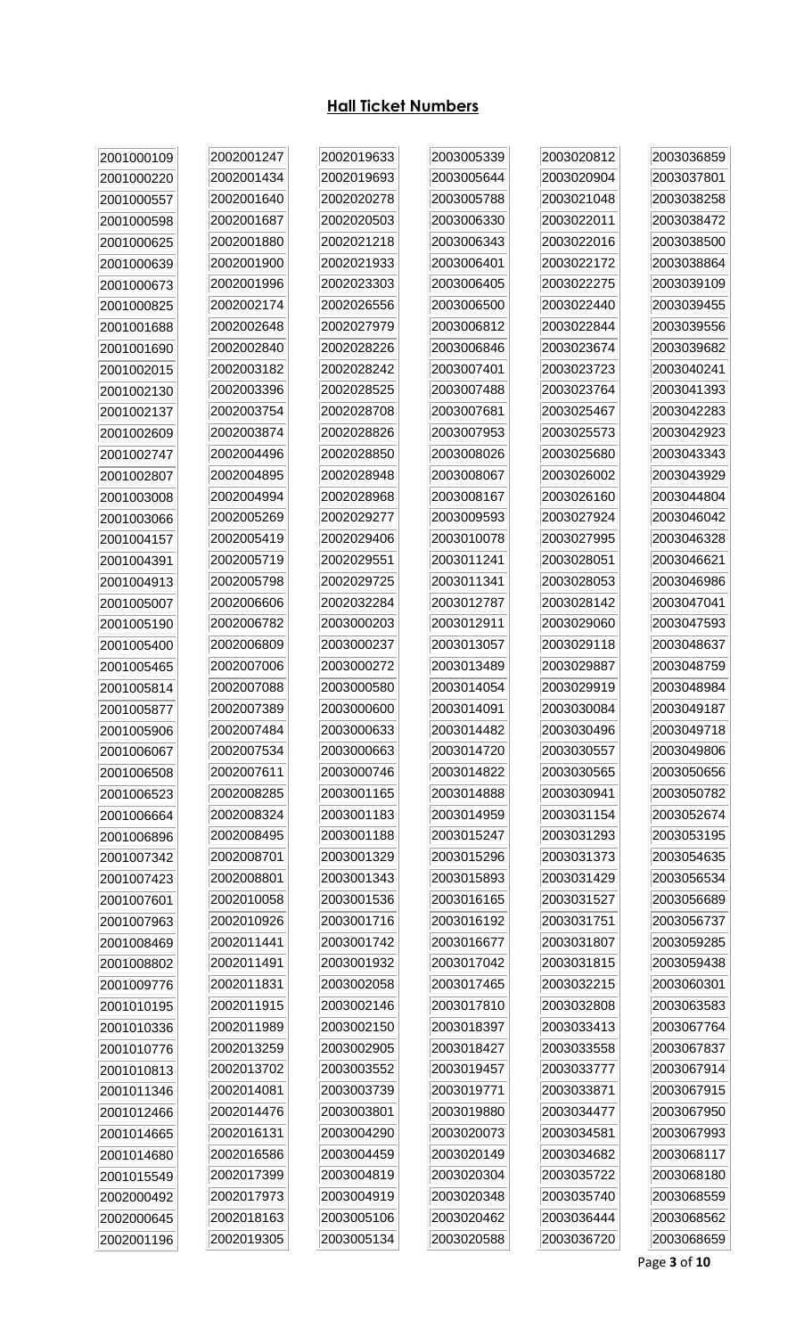## Hall Ticket Numbers

| | | | | | |
|---|---|---|---|---|---|
| 2001000109 | 2002001247 | 2002019633 | 2003005339 | 2003020812 | 2003036859 |
| 2001000220 | 2002001434 | 2002019693 | 2003005644 | 2003020904 | 2003037801 |
| 2001000557 | 2002001640 | 2002020278 | 2003005788 | 2003021048 | 2003038258 |
| 2001000598 | 2002001687 | 2002020503 | 2003006330 | 2003022011 | 2003038472 |
| 2001000625 | 2002001880 | 2002021218 | 2003006343 | 2003022016 | 2003038500 |
| 2001000639 | 2002001900 | 2002021933 | 2003006401 | 2003022172 | 2003038864 |
| 2001000673 | 2002001996 | 2002023303 | 2003006405 | 2003022275 | 2003039109 |
| 2001000825 | 2002002174 | 2002026556 | 2003006500 | 2003022440 | 2003039455 |
| 2001001688 | 2002002648 | 2002027979 | 2003006812 | 2003022844 | 2003039556 |
| 2001001690 | 2002002840 | 2002028226 | 2003006846 | 2003023674 | 2003039682 |
| 2001002015 | 2002003182 | 2002028242 | 2003007401 | 2003023723 | 2003040241 |
| 2001002130 | 2002003396 | 2002028525 | 2003007488 | 2003023764 | 2003041393 |
| 2001002137 | 2002003754 | 2002028708 | 2003007681 | 2003025467 | 2003042283 |
| 2001002609 | 2002003874 | 2002028826 | 2003007953 | 2003025573 | 2003042923 |
| 2001002747 | 2002004496 | 2002028850 | 2003008026 | 2003025680 | 2003043343 |
| 2001002807 | 2002004895 | 2002028948 | 2003008067 | 2003026002 | 2003043929 |
| 2001003008 | 2002004994 | 2002028968 | 2003008167 | 2003026160 | 2003044804 |
| 2001003066 | 2002005269 | 2002029277 | 2003009593 | 2003027924 | 2003046042 |
| 2001004157 | 2002005419 | 2002029406 | 2003010078 | 2003027995 | 2003046328 |
| 2001004391 | 2002005719 | 2002029551 | 2003011241 | 2003028051 | 2003046621 |
| 2001004913 | 2002005798 | 2002029725 | 2003011341 | 2003028053 | 2003046986 |
| 2001005007 | 2002006606 | 2002032284 | 2003012787 | 2003028142 | 2003047041 |
| 2001005190 | 2002006782 | 2003000203 | 2003012911 | 2003029060 | 2003047593 |
| 2001005400 | 2002006809 | 2003000237 | 2003013057 | 2003029118 | 2003048637 |
| 2001005465 | 2002007006 | 2003000272 | 2003013489 | 2003029887 | 2003048759 |
| 2001005814 | 2002007088 | 2003000580 | 2003014054 | 2003029919 | 2003048984 |
| 2001005877 | 2002007389 | 2003000600 | 2003014091 | 2003030084 | 2003049187 |
| 2001005906 | 2002007484 | 2003000633 | 2003014482 | 2003030496 | 2003049718 |
| 2001006067 | 2002007534 | 2003000663 | 2003014720 | 2003030557 | 2003049806 |
| 2001006508 | 2002007611 | 2003000746 | 2003014822 | 2003030565 | 2003050656 |
| 2001006523 | 2002008285 | 2003001165 | 2003014888 | 2003030941 | 2003050782 |
| 2001006664 | 2002008324 | 2003001183 | 2003014959 | 2003031154 | 2003052674 |
| 2001006896 | 2002008495 | 2003001188 | 2003015247 | 2003031293 | 2003053195 |
| 2001007342 | 2002008701 | 2003001329 | 2003015296 | 2003031373 | 2003054635 |
| 2001007423 | 2002008801 | 2003001343 | 2003015893 | 2003031429 | 2003056534 |
| 2001007601 | 2002010058 | 2003001536 | 2003016165 | 2003031527 | 2003056689 |
| 2001007963 | 2002010926 | 2003001716 | 2003016192 | 2003031751 | 2003056737 |
| 2001008469 | 2002011441 | 2003001742 | 2003016677 | 2003031807 | 2003059285 |
| 2001008802 | 2002011491 | 2003001932 | 2003017042 | 2003031815 | 2003059438 |
| 2001009776 | 2002011831 | 2003002058 | 2003017465 | 2003032215 | 2003060301 |
| 2001010195 | 2002011915 | 2003002146 | 2003017810 | 2003032808 | 2003063583 |
| 2001010336 | 2002011989 | 2003002150 | 2003018397 | 2003033413 | 2003067764 |
| 2001010776 | 2002013259 | 2003002905 | 2003018427 | 2003033558 | 2003067837 |
| 2001010813 | 2002013702 | 2003003552 | 2003019457 | 2003033777 | 2003067914 |
| 2001011346 | 2002014081 | 2003003739 | 2003019771 | 2003033871 | 2003067915 |
| 2001012466 | 2002014476 | 2003003801 | 2003019880 | 2003034477 | 2003067950 |
| 2001014665 | 2002016131 | 2003004290 | 2003020073 | 2003034581 | 2003067993 |
| 2001014680 | 2002016586 | 2003004459 | 2003020149 | 2003034682 | 2003068117 |
| 2001015549 | 2002017399 | 2003004819 | 2003020304 | 2003035722 | 2003068180 |
| 2002000492 | 2002017973 | 2003004919 | 2003020348 | 2003035740 | 2003068559 |
| 2002000645 | 2002018163 | 2003005106 | 2003020462 | 2003036444 | 2003068562 |
| 2002001196 | 2002019305 | 2003005134 | 2003020588 | 2003036720 | 2003068659 |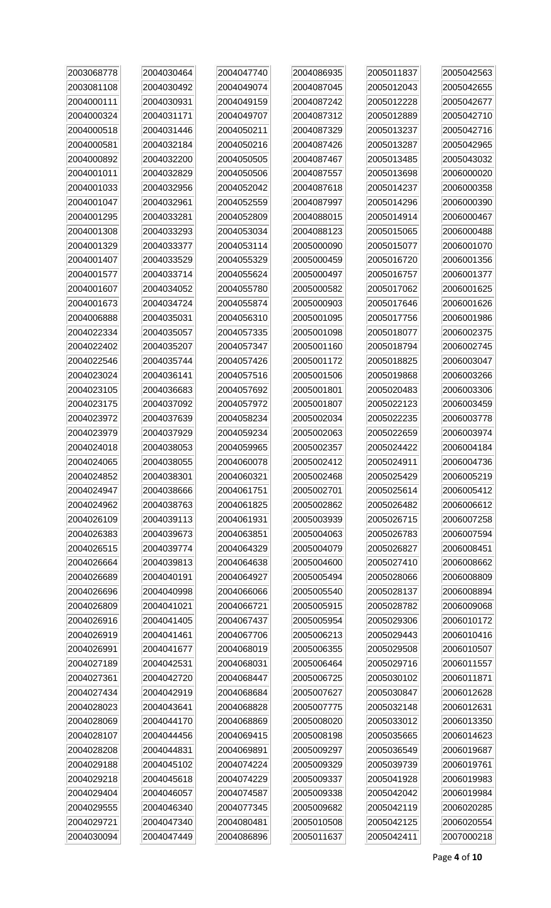| | | | | | |
|---|---|---|---|---|---|
| 2003068778 | 2004030464 | 2004047740 | 2004086935 | 2005011837 | 2005042563 |
| 2003081108 | 2004030492 | 2004049074 | 2004087045 | 2005012043 | 2005042655 |
| 2004000111 | 2004030931 | 2004049159 | 2004087242 | 2005012228 | 2005042677 |
| 2004000324 | 2004031171 | 2004049707 | 2004087312 | 2005012889 | 2005042710 |
| 2004000518 | 2004031446 | 2004050211 | 2004087329 | 2005013237 | 2005042716 |
| 2004000581 | 2004032184 | 2004050216 | 2004087426 | 2005013287 | 2005042965 |
| 2004000892 | 2004032200 | 2004050505 | 2004087467 | 2005013485 | 2005043032 |
| 2004001011 | 2004032829 | 2004050506 | 2004087557 | 2005013698 | 2006000020 |
| 2004001033 | 2004032956 | 2004052042 | 2004087618 | 2005014237 | 2006000358 |
| 2004001047 | 2004032961 | 2004052559 | 2004087997 | 2005014296 | 2006000390 |
| 2004001295 | 2004033281 | 2004052809 | 2004088015 | 2005014914 | 2006000467 |
| 2004001308 | 2004033293 | 2004053034 | 2004088123 | 2005015065 | 2006000488 |
| 2004001329 | 2004033377 | 2004053114 | 2005000090 | 2005015077 | 2006001070 |
| 2004001407 | 2004033529 | 2004055329 | 2005000459 | 2005016720 | 2006001356 |
| 2004001577 | 2004033714 | 2004055624 | 2005000497 | 2005016757 | 2006001377 |
| 2004001607 | 2004034052 | 2004055780 | 2005000582 | 2005017062 | 2006001625 |
| 2004001673 | 2004034724 | 2004055874 | 2005000903 | 2005017646 | 2006001626 |
| 2004006888 | 2004035031 | 2004056310 | 2005001095 | 2005017756 | 2006001986 |
| 2004022334 | 2004035057 | 2004057335 | 2005001098 | 2005018077 | 2006002375 |
| 2004022402 | 2004035207 | 2004057347 | 2005001160 | 2005018794 | 2006002745 |
| 2004022546 | 2004035744 | 2004057426 | 2005001172 | 2005018825 | 2006003047 |
| 2004023024 | 2004036141 | 2004057516 | 2005001506 | 2005019868 | 2006003266 |
| 2004023105 | 2004036683 | 2004057692 | 2005001801 | 2005020483 | 2006003306 |
| 2004023175 | 2004037092 | 2004057972 | 2005001807 | 2005022123 | 2006003459 |
| 2004023972 | 2004037639 | 2004058234 | 2005002034 | 2005022235 | 2006003778 |
| 2004023979 | 2004037929 | 2004059234 | 2005002063 | 2005022659 | 2006003974 |
| 2004024018 | 2004038053 | 2004059965 | 2005002357 | 2005024422 | 2006004184 |
| 2004024065 | 2004038055 | 2004060078 | 2005002412 | 2005024911 | 2006004736 |
| 2004024852 | 2004038301 | 2004060321 | 2005002468 | 2005025429 | 2006005219 |
| 2004024947 | 2004038666 | 2004061751 | 2005002701 | 2005025614 | 2006005412 |
| 2004024962 | 2004038763 | 2004061825 | 2005002862 | 2005026482 | 2006006612 |
| 2004026109 | 2004039113 | 2004061931 | 2005003939 | 2005026715 | 2006007258 |
| 2004026383 | 2004039673 | 2004063851 | 2005004063 | 2005026783 | 2006007594 |
| 2004026515 | 2004039774 | 2004064329 | 2005004079 | 2005026827 | 2006008451 |
| 2004026664 | 2004039813 | 2004064638 | 2005004600 | 2005027410 | 2006008662 |
| 2004026689 | 2004040191 | 2004064927 | 2005005494 | 2005028066 | 2006008809 |
| 2004026696 | 2004040998 | 2004066066 | 2005005540 | 2005028137 | 2006008894 |
| 2004026809 | 2004041021 | 2004066721 | 2005005915 | 2005028782 | 2006009068 |
| 2004026916 | 2004041405 | 2004067437 | 2005005954 | 2005029306 | 2006010172 |
| 2004026919 | 2004041461 | 2004067706 | 2005006213 | 2005029443 | 2006010416 |
| 2004026991 | 2004041677 | 2004068019 | 2005006355 | 2005029508 | 2006010507 |
| 2004027189 | 2004042531 | 2004068031 | 2005006464 | 2005029716 | 2006011557 |
| 2004027361 | 2004042720 | 2004068447 | 2005006725 | 2005030102 | 2006011871 |
| 2004027434 | 2004042919 | 2004068684 | 2005007627 | 2005030847 | 2006012628 |
| 2004028023 | 2004043641 | 2004068828 | 2005007775 | 2005032148 | 2006012631 |
| 2004028069 | 2004044170 | 2004068869 | 2005008020 | 2005033012 | 2006013350 |
| 2004028107 | 2004044456 | 2004069415 | 2005008198 | 2005035665 | 2006014623 |
| 2004028208 | 2004044831 | 2004069891 | 2005009297 | 2005036549 | 2006019687 |
| 2004029188 | 2004045102 | 2004074224 | 2005009329 | 2005039739 | 2006019761 |
| 2004029218 | 2004045618 | 2004074229 | 2005009337 | 2005041928 | 2006019983 |
| 2004029404 | 2004046057 | 2004074587 | 2005009338 | 2005042042 | 2006019984 |
| 2004029555 | 2004046340 | 2004077345 | 2005009682 | 2005042119 | 2006020285 |
| 2004029721 | 2004047340 | 2004080481 | 2005010508 | 2005042125 | 2006020554 |
| 2004030094 | 2004047449 | 2004086896 | 2005011637 | 2005042411 | 2007000218 |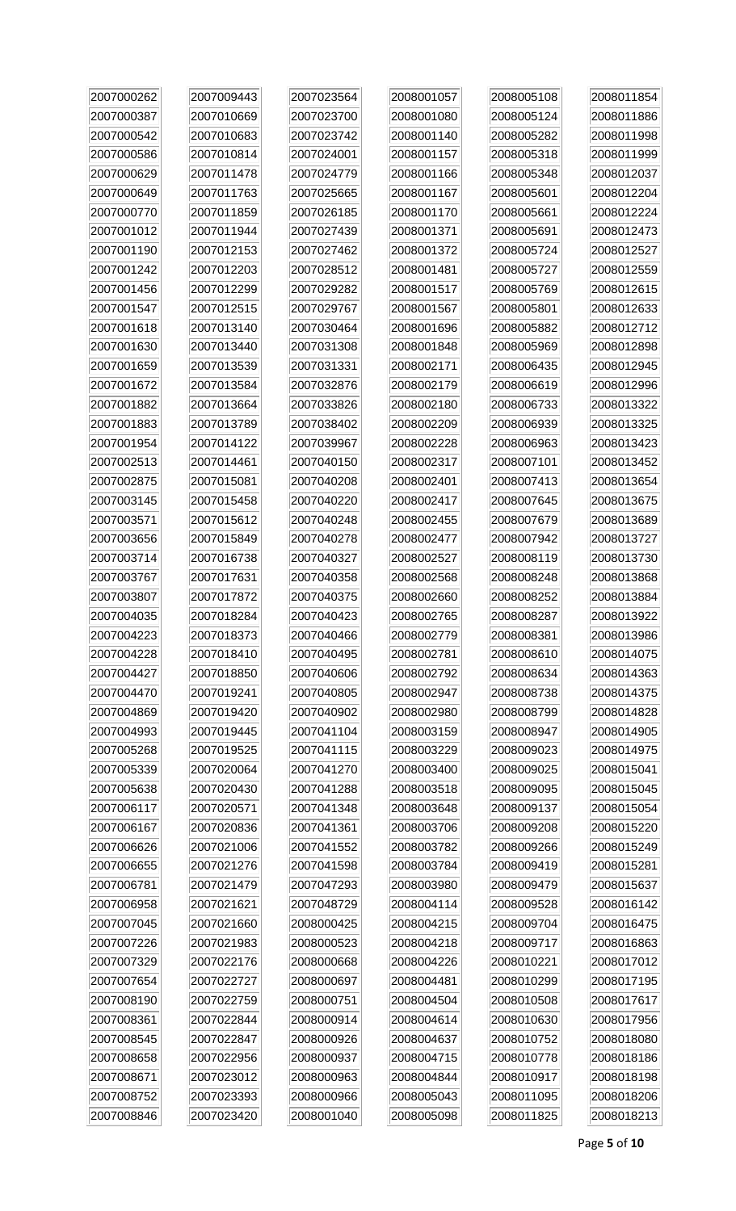| | | | | | |
|---|---|---|---|---|---|
| 2007000262 | 2007009443 | 2007023564 | 2008001057 | 2008005108 | 2008011854 |
| 2007000387 | 2007010669 | 2007023700 | 2008001080 | 2008005124 | 2008011886 |
| 2007000542 | 2007010683 | 2007023742 | 2008001140 | 2008005282 | 2008011998 |
| 2007000586 | 2007010814 | 2007024001 | 2008001157 | 2008005318 | 2008011999 |
| 2007000629 | 2007011478 | 2007024779 | 2008001166 | 2008005348 | 2008012037 |
| 2007000649 | 2007011763 | 2007025665 | 2008001167 | 2008005601 | 2008012204 |
| 2007000770 | 2007011859 | 2007026185 | 2008001170 | 2008005661 | 2008012224 |
| 2007001012 | 2007011944 | 2007027439 | 2008001371 | 2008005691 | 2008012473 |
| 2007001190 | 2007012153 | 2007027462 | 2008001372 | 2008005724 | 2008012527 |
| 2007001242 | 2007012203 | 2007028512 | 2008001481 | 2008005727 | 2008012559 |
| 2007001456 | 2007012299 | 2007029282 | 2008001517 | 2008005769 | 2008012615 |
| 2007001547 | 2007012515 | 2007029767 | 2008001567 | 2008005801 | 2008012633 |
| 2007001618 | 2007013140 | 2007030464 | 2008001696 | 2008005882 | 2008012712 |
| 2007001630 | 2007013440 | 2007031308 | 2008001848 | 2008005969 | 2008012898 |
| 2007001659 | 2007013539 | 2007031331 | 2008002171 | 2008006435 | 2008012945 |
| 2007001672 | 2007013584 | 2007032876 | 2008002179 | 2008006619 | 2008012996 |
| 2007001882 | 2007013664 | 2007033826 | 2008002180 | 2008006733 | 2008013322 |
| 2007001883 | 2007013789 | 2007038402 | 2008002209 | 2008006939 | 2008013325 |
| 2007001954 | 2007014122 | 2007039967 | 2008002228 | 2008006963 | 2008013423 |
| 2007002513 | 2007014461 | 2007040150 | 2008002317 | 2008007101 | 2008013452 |
| 2007002875 | 2007015081 | 2007040208 | 2008002401 | 2008007413 | 2008013654 |
| 2007003145 | 2007015458 | 2007040220 | 2008002417 | 2008007645 | 2008013675 |
| 2007003571 | 2007015612 | 2007040248 | 2008002455 | 2008007679 | 2008013689 |
| 2007003656 | 2007015849 | 2007040278 | 2008002477 | 2008007942 | 2008013727 |
| 2007003714 | 2007016738 | 2007040327 | 2008002527 | 2008008119 | 2008013730 |
| 2007003767 | 2007017631 | 2007040358 | 2008002568 | 2008008248 | 2008013868 |
| 2007003807 | 2007017872 | 2007040375 | 2008002660 | 2008008252 | 2008013884 |
| 2007004035 | 2007018284 | 2007040423 | 2008002765 | 2008008287 | 2008013922 |
| 2007004223 | 2007018373 | 2007040466 | 2008002779 | 2008008381 | 2008013986 |
| 2007004228 | 2007018410 | 2007040495 | 2008002781 | 2008008610 | 2008014075 |
| 2007004427 | 2007018850 | 2007040606 | 2008002792 | 2008008634 | 2008014363 |
| 2007004470 | 2007019241 | 2007040805 | 2008002947 | 2008008738 | 2008014375 |
| 2007004869 | 2007019420 | 2007040902 | 2008002980 | 2008008799 | 2008014828 |
| 2007004993 | 2007019445 | 2007041104 | 2008003159 | 2008008947 | 2008014905 |
| 2007005268 | 2007019525 | 2007041115 | 2008003229 | 2008009023 | 2008014975 |
| 2007005339 | 2007020064 | 2007041270 | 2008003400 | 2008009025 | 2008015041 |
| 2007005638 | 2007020430 | 2007041288 | 2008003518 | 2008009095 | 2008015045 |
| 2007006117 | 2007020571 | 2007041348 | 2008003648 | 2008009137 | 2008015054 |
| 2007006167 | 2007020836 | 2007041361 | 2008003706 | 2008009208 | 2008015220 |
| 2007006626 | 2007021006 | 2007041552 | 2008003782 | 2008009266 | 2008015249 |
| 2007006655 | 2007021276 | 2007041598 | 2008003784 | 2008009419 | 2008015281 |
| 2007006781 | 2007021479 | 2007047293 | 2008003980 | 2008009479 | 2008015637 |
| 2007006958 | 2007021621 | 2007048729 | 2008004114 | 2008009528 | 2008016142 |
| 2007007045 | 2007021660 | 2008000425 | 2008004215 | 2008009704 | 2008016475 |
| 2007007226 | 2007021983 | 2008000523 | 2008004218 | 2008009717 | 2008016863 |
| 2007007329 | 2007022176 | 2008000668 | 2008004226 | 2008010221 | 2008017012 |
| 2007007654 | 2007022727 | 2008000697 | 2008004481 | 2008010299 | 2008017195 |
| 2007008190 | 2007022759 | 2008000751 | 2008004504 | 2008010508 | 2008017617 |
| 2007008361 | 2007022844 | 2008000914 | 2008004614 | 2008010630 | 2008017956 |
| 2007008545 | 2007022847 | 2008000926 | 2008004637 | 2008010752 | 2008018080 |
| 2007008658 | 2007022956 | 2008000937 | 2008004715 | 2008010778 | 2008018186 |
| 2007008671 | 2007023012 | 2008000963 | 2008004844 | 2008010917 | 2008018198 |
| 2007008752 | 2007023393 | 2008000966 | 2008005043 | 2008011095 | 2008018206 |
| 2007008846 | 2007023420 | 2008001040 | 2008005098 | 2008011825 | 2008018213 |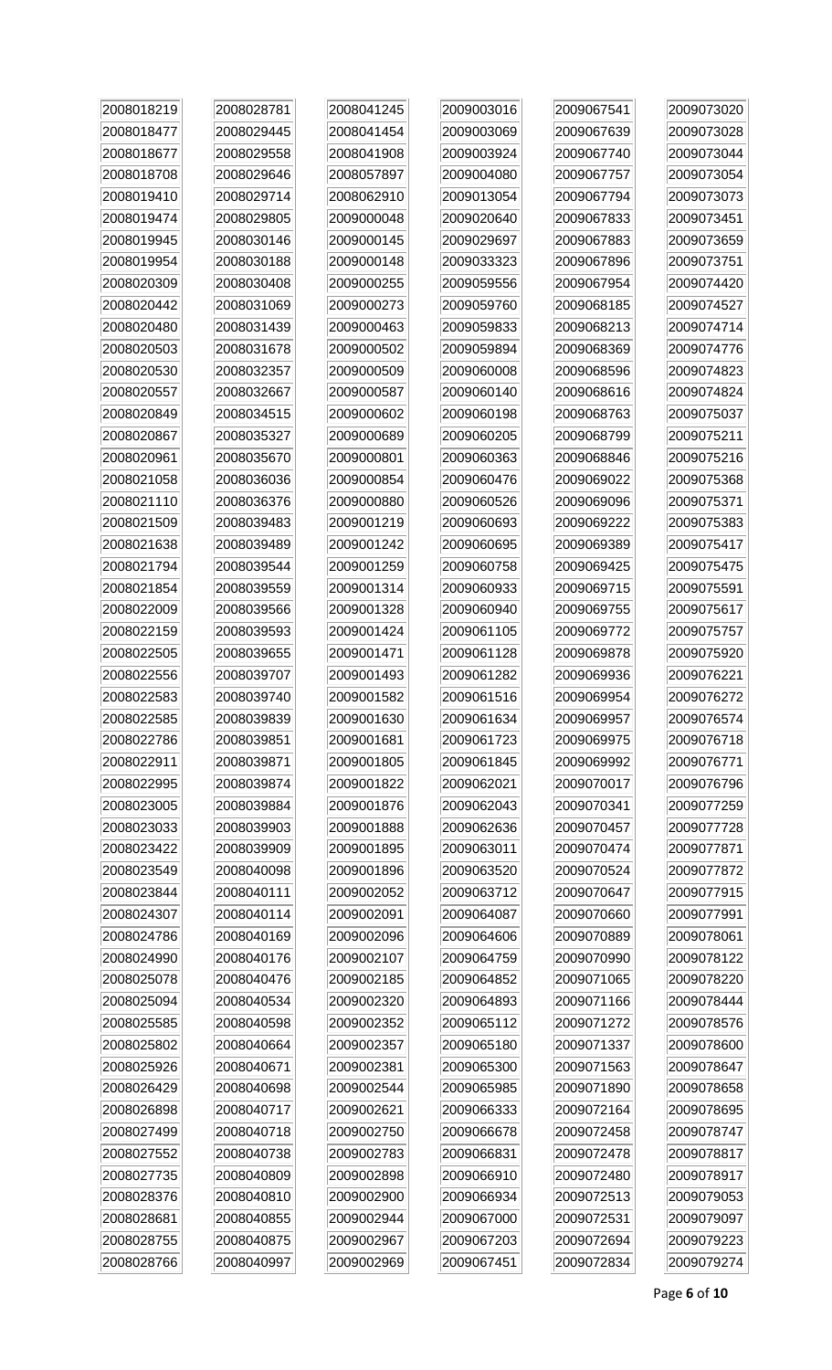| | | | | | |
|---|---|---|---|---|---|
| 2008018219 | 2008028781 | 2008041245 | 2009003016 | 2009067541 | 2009073020 |
| 2008018477 | 2008029445 | 2008041454 | 2009003069 | 2009067639 | 2009073028 |
| 2008018677 | 2008029558 | 2008041908 | 2009003924 | 2009067740 | 2009073044 |
| 2008018708 | 2008029646 | 2008057897 | 2009004080 | 2009067757 | 2009073054 |
| 2008019410 | 2008029714 | 2008062910 | 2009013054 | 2009067794 | 2009073073 |
| 2008019474 | 2008029805 | 2009000048 | 2009020640 | 2009067833 | 2009073451 |
| 2008019945 | 2008030146 | 2009000145 | 2009029697 | 2009067883 | 2009073659 |
| 2008019954 | 2008030188 | 2009000148 | 2009033323 | 2009067896 | 2009073751 |
| 2008020309 | 2008030408 | 2009000255 | 2009059556 | 2009067954 | 2009074420 |
| 2008020442 | 2008031069 | 2009000273 | 2009059760 | 2009068185 | 2009074527 |
| 2008020480 | 2008031439 | 2009000463 | 2009059833 | 2009068213 | 2009074714 |
| 2008020503 | 2008031678 | 2009000502 | 2009059894 | 2009068369 | 2009074776 |
| 2008020530 | 2008032357 | 2009000509 | 2009060008 | 2009068596 | 2009074823 |
| 2008020557 | 2008032667 | 2009000587 | 2009060140 | 2009068616 | 2009074824 |
| 2008020849 | 2008034515 | 2009000602 | 2009060198 | 2009068763 | 2009075037 |
| 2008020867 | 2008035327 | 2009000689 | 2009060205 | 2009068799 | 2009075211 |
| 2008020961 | 2008035670 | 2009000801 | 2009060363 | 2009068846 | 2009075216 |
| 2008021058 | 2008036036 | 2009000854 | 2009060476 | 2009069022 | 2009075368 |
| 2008021110 | 2008036376 | 2009000880 | 2009060526 | 2009069096 | 2009075371 |
| 2008021509 | 2008039483 | 2009001219 | 2009060693 | 2009069222 | 2009075383 |
| 2008021638 | 2008039489 | 2009001242 | 2009060695 | 2009069389 | 2009075417 |
| 2008021794 | 2008039544 | 2009001259 | 2009060758 | 2009069425 | 2009075475 |
| 2008021854 | 2008039559 | 2009001314 | 2009060933 | 2009069715 | 2009075591 |
| 2008022009 | 2008039566 | 2009001328 | 2009060940 | 2009069755 | 2009075617 |
| 2008022159 | 2008039593 | 2009001424 | 2009061105 | 2009069772 | 2009075757 |
| 2008022505 | 2008039655 | 2009001471 | 2009061128 | 2009069878 | 2009075920 |
| 2008022556 | 2008039707 | 2009001493 | 2009061282 | 2009069936 | 2009076221 |
| 2008022583 | 2008039740 | 2009001582 | 2009061516 | 2009069954 | 2009076272 |
| 2008022585 | 2008039839 | 2009001630 | 2009061634 | 2009069957 | 2009076574 |
| 2008022786 | 2008039851 | 2009001681 | 2009061723 | 2009069975 | 2009076718 |
| 2008022911 | 2008039871 | 2009001805 | 2009061845 | 2009069992 | 2009076771 |
| 2008022995 | 2008039874 | 2009001822 | 2009062021 | 2009070017 | 2009076796 |
| 2008023005 | 2008039884 | 2009001876 | 2009062043 | 2009070341 | 2009077259 |
| 2008023033 | 2008039903 | 2009001888 | 2009062636 | 2009070457 | 2009077728 |
| 2008023422 | 2008039909 | 2009001895 | 2009063011 | 2009070474 | 2009077871 |
| 2008023549 | 2008040098 | 2009001896 | 2009063520 | 2009070524 | 2009077872 |
| 2008023844 | 2008040111 | 2009002052 | 2009063712 | 2009070647 | 2009077915 |
| 2008024307 | 2008040114 | 2009002091 | 2009064087 | 2009070660 | 2009077991 |
| 2008024786 | 2008040169 | 2009002096 | 2009064606 | 2009070889 | 2009078061 |
| 2008024990 | 2008040176 | 2009002107 | 2009064759 | 2009070990 | 2009078122 |
| 2008025078 | 2008040476 | 2009002185 | 2009064852 | 2009071065 | 2009078220 |
| 2008025094 | 2008040534 | 2009002320 | 2009064893 | 2009071166 | 2009078444 |
| 2008025585 | 2008040598 | 2009002352 | 2009065112 | 2009071272 | 2009078576 |
| 2008025802 | 2008040664 | 2009002357 | 2009065180 | 2009071337 | 2009078600 |
| 2008025926 | 2008040671 | 2009002381 | 2009065300 | 2009071563 | 2009078647 |
| 2008026429 | 2008040698 | 2009002544 | 2009065985 | 2009071890 | 2009078658 |
| 2008026898 | 2008040717 | 2009002621 | 2009066333 | 2009072164 | 2009078695 |
| 2008027499 | 2008040718 | 2009002750 | 2009066678 | 2009072458 | 2009078747 |
| 2008027552 | 2008040738 | 2009002783 | 2009066831 | 2009072478 | 2009078817 |
| 2008027735 | 2008040809 | 2009002898 | 2009066910 | 2009072480 | 2009078917 |
| 2008028376 | 2008040810 | 2009002900 | 2009066934 | 2009072513 | 2009079053 |
| 2008028681 | 2008040855 | 2009002944 | 2009067000 | 2009072531 | 2009079097 |
| 2008028755 | 2008040875 | 2009002967 | 2009067203 | 2009072694 | 2009079223 |
| 2008028766 | 2008040997 | 2009002969 | 2009067451 | 2009072834 | 2009079274 |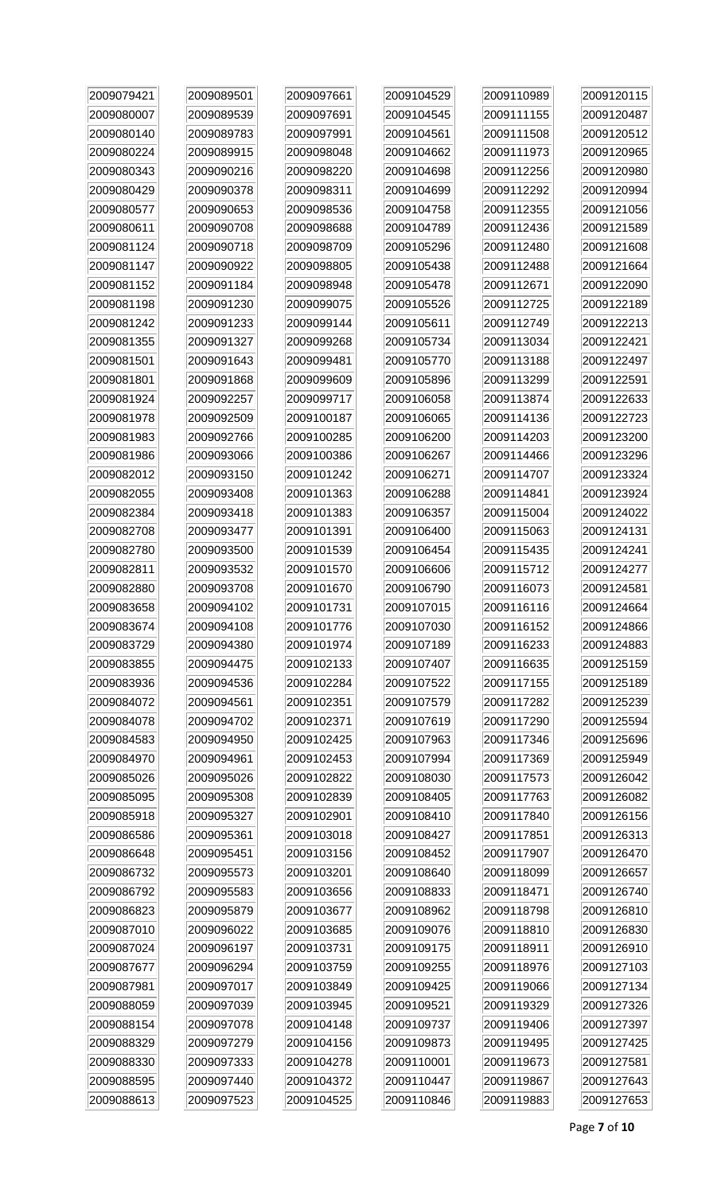2009079421
2009080007
2009080140
2009080224
2009080343
2009080429
2009080577
2009080611
2009081124
2009081147
2009081152
2009081198
2009081242
2009081355
2009081501
2009081801
2009081924
2009081978
2009081983
2009081986
2009082012
2009082055
2009082384
2009082708
2009082780
2009082811
2009082880
2009083658
2009083674
2009083729
2009083855
2009083936
2009084072
2009084078
2009084583
2009084970
2009085026
2009085095
2009085918
2009086586
2009086648
2009086732
2009086792
2009086823
2009087010
2009087024
2009087677
2009087981
2009088059
2009088154
2009088329
2009088330
2009088595
2009088613
2009089501
2009089539
2009089783
2009089915
2009090216
2009090378
2009090653
2009090708
2009090718
2009090922
2009091184
2009091230
2009091233
2009091327
2009091643
2009091868
2009092257
2009092509
2009092766
2009093066
2009093150
2009093408
2009093418
2009093477
2009093500
2009093532
2009093708
2009094102
2009094108
2009094380
2009094475
2009094536
2009094561
2009094702
2009094950
2009094961
2009095026
2009095308
2009095327
2009095361
2009095451
2009095573
2009095583
2009095879
2009096022
2009096197
2009096294
2009097017
2009097039
2009097078
2009097279
2009097333
2009097440
2009097523
2009097661
2009097691
2009097991
2009098048
2009098220
2009098311
2009098536
2009098688
2009098709
2009098805
2009098948
2009099075
2009099144
2009099268
2009099481
2009099609
2009099717
2009100187
2009100285
2009100386
2009101242
2009101363
2009101383
2009101391
2009101539
2009101570
2009101670
2009101731
2009101776
2009101974
2009102133
2009102284
2009102351
2009102371
2009102425
2009102453
2009102822
2009102839
2009102901
2009103018
2009103156
2009103201
2009103656
2009103677
2009103685
2009103731
2009103759
2009103849
2009103945
2009104148
2009104156
2009104278
2009104372
2009104525
2009104529
2009104545
2009104561
2009104662
2009104698
2009104699
2009104758
2009104789
2009105296
2009105438
2009105478
2009105526
2009105611
2009105734
2009105770
2009105896
2009106058
2009106065
2009106200
2009106267
2009106271
2009106288
2009106357
2009106400
2009106454
2009106606
2009106790
2009107015
2009107030
2009107189
2009107407
2009107522
2009107579
2009107619
2009107963
2009107994
2009108030
2009108405
2009108410
2009108427
2009108452
2009108640
2009108833
2009108962
2009109076
2009109175
2009109255
2009109425
2009109521
2009109737
2009109873
2009110001
2009110447
2009110846
2009110989
2009111155
2009111508
2009111973
2009112256
2009112292
2009112355
2009112436
2009112480
2009112488
2009112671
2009112725
2009112749
2009113034
2009113188
2009113299
2009113874
2009114136
2009114203
2009114466
2009114707
2009114841
2009115004
2009115063
2009115435
2009115712
2009116073
2009116116
2009116152
2009116233
2009116635
2009117155
2009117282
2009117290
2009117346
2009117369
2009117573
2009117763
2009117840
2009117851
2009117907
2009118099
2009118471
2009118798
2009118810
2009118911
2009118976
2009119066
2009119329
2009119406
2009119495
2009119673
2009119867
2009119883
2009120115
2009120487
2009120512
2009120965
2009120980
2009120994
2009121056
2009121589
2009121608
2009121664
2009122090
2009122189
2009122213
2009122421
2009122497
2009122591
2009122633
2009122723
2009123200
2009123296
2009123324
2009123924
2009124022
2009124131
2009124241
2009124277
2009124581
2009124664
2009124866
2009124883
2009125159
2009125189
2009125239
2009125594
2009125696
2009125949
2009126042
2009126082
2009126156
2009126313
2009126470
2009126657
2009126740
2009126810
2009126830
2009126910
2009127103
2009127134
2009127326
2009127397
2009127425
2009127581
2009127643
2009127653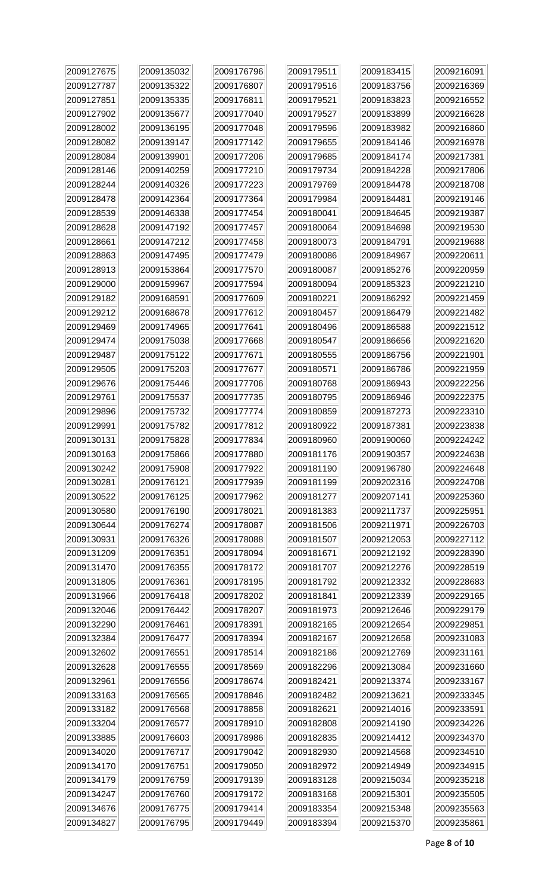| | | | | | |
|---|---|---|---|---|---|
| 2009127675 | 2009135032 | 2009176796 | 2009179511 | 2009183415 | 2009216091 |
| 2009127787 | 2009135322 | 2009176807 | 2009179516 | 2009183756 | 2009216369 |
| 2009127851 | 2009135335 | 2009176811 | 2009179521 | 2009183823 | 2009216552 |
| 2009127902 | 2009135677 | 2009177040 | 2009179527 | 2009183899 | 2009216628 |
| 2009128002 | 2009136195 | 2009177048 | 2009179596 | 2009183982 | 2009216860 |
| 2009128082 | 2009139147 | 2009177142 | 2009179655 | 2009184146 | 2009216978 |
| 2009128084 | 2009139901 | 2009177206 | 2009179685 | 2009184174 | 2009217381 |
| 2009128146 | 2009140259 | 2009177210 | 2009179734 | 2009184228 | 2009217806 |
| 2009128244 | 2009140326 | 2009177223 | 2009179769 | 2009184478 | 2009218708 |
| 2009128478 | 2009142364 | 2009177364 | 2009179984 | 2009184481 | 2009219146 |
| 2009128539 | 2009146338 | 2009177454 | 2009180041 | 2009184645 | 2009219387 |
| 2009128628 | 2009147192 | 2009177457 | 2009180064 | 2009184698 | 2009219530 |
| 2009128661 | 2009147212 | 2009177458 | 2009180073 | 2009184791 | 2009219688 |
| 2009128863 | 2009147495 | 2009177479 | 2009180086 | 2009184967 | 2009220611 |
| 2009128913 | 2009153864 | 2009177570 | 2009180087 | 2009185276 | 2009220959 |
| 2009129000 | 2009159967 | 2009177594 | 2009180094 | 2009185323 | 2009221210 |
| 2009129182 | 2009168591 | 2009177609 | 2009180221 | 2009186292 | 2009221459 |
| 2009129212 | 2009168678 | 2009177612 | 2009180457 | 2009186479 | 2009221482 |
| 2009129469 | 2009174965 | 2009177641 | 2009180496 | 2009186588 | 2009221512 |
| 2009129474 | 2009175038 | 2009177668 | 2009180547 | 2009186656 | 2009221620 |
| 2009129487 | 2009175122 | 2009177671 | 2009180555 | 2009186756 | 2009221901 |
| 2009129505 | 2009175203 | 2009177677 | 2009180571 | 2009186786 | 2009221959 |
| 2009129676 | 2009175446 | 2009177706 | 2009180768 | 2009186943 | 2009222256 |
| 2009129761 | 2009175537 | 2009177735 | 2009180795 | 2009186946 | 2009222375 |
| 2009129896 | 2009175732 | 2009177774 | 2009180859 | 2009187273 | 2009223310 |
| 2009129991 | 2009175782 | 2009177812 | 2009180922 | 2009187381 | 2009223838 |
| 2009130131 | 2009175828 | 2009177834 | 2009180960 | 2009190060 | 2009224242 |
| 2009130163 | 2009175866 | 2009177880 | 2009181176 | 2009190357 | 2009224638 |
| 2009130242 | 2009175908 | 2009177922 | 2009181190 | 2009196780 | 2009224648 |
| 2009130281 | 2009176121 | 2009177939 | 2009181199 | 2009202316 | 2009224708 |
| 2009130522 | 2009176125 | 2009177962 | 2009181277 | 2009207141 | 2009225360 |
| 2009130580 | 2009176190 | 2009178021 | 2009181383 | 2009211737 | 2009225951 |
| 2009130644 | 2009176274 | 2009178087 | 2009181506 | 2009211971 | 2009226703 |
| 2009130931 | 2009176326 | 2009178088 | 2009181507 | 2009212053 | 2009227112 |
| 2009131209 | 2009176351 | 2009178094 | 2009181671 | 2009212192 | 2009228390 |
| 2009131470 | 2009176355 | 2009178172 | 2009181707 | 2009212276 | 2009228519 |
| 2009131805 | 2009176361 | 2009178195 | 2009181792 | 2009212332 | 2009228683 |
| 2009131966 | 2009176418 | 2009178202 | 2009181841 | 2009212339 | 2009229165 |
| 2009132046 | 2009176442 | 2009178207 | 2009181973 | 2009212646 | 2009229179 |
| 2009132290 | 2009176461 | 2009178391 | 2009182165 | 2009212654 | 2009229851 |
| 2009132384 | 2009176477 | 2009178394 | 2009182167 | 2009212658 | 2009231083 |
| 2009132602 | 2009176551 | 2009178514 | 2009182186 | 2009212769 | 2009231161 |
| 2009132628 | 2009176555 | 2009178569 | 2009182296 | 2009213084 | 2009231660 |
| 2009132961 | 2009176556 | 2009178674 | 2009182421 | 2009213374 | 2009233167 |
| 2009133163 | 2009176565 | 2009178846 | 2009182482 | 2009213621 | 2009233345 |
| 2009133182 | 2009176568 | 2009178858 | 2009182621 | 2009214016 | 2009233591 |
| 2009133204 | 2009176577 | 2009178910 | 2009182808 | 2009214190 | 2009234226 |
| 2009133885 | 2009176603 | 2009178986 | 2009182835 | 2009214412 | 2009234370 |
| 2009134020 | 2009176717 | 2009179042 | 2009182930 | 2009214568 | 2009234510 |
| 2009134170 | 2009176751 | 2009179050 | 2009182972 | 2009214949 | 2009234915 |
| 2009134179 | 2009176759 | 2009179139 | 2009183128 | 2009215034 | 2009235218 |
| 2009134247 | 2009176760 | 2009179172 | 2009183168 | 2009215301 | 2009235505 |
| 2009134676 | 2009176775 | 2009179414 | 2009183354 | 2009215348 | 2009235563 |
| 2009134827 | 2009176795 | 2009179449 | 2009183394 | 2009215370 | 2009235861 |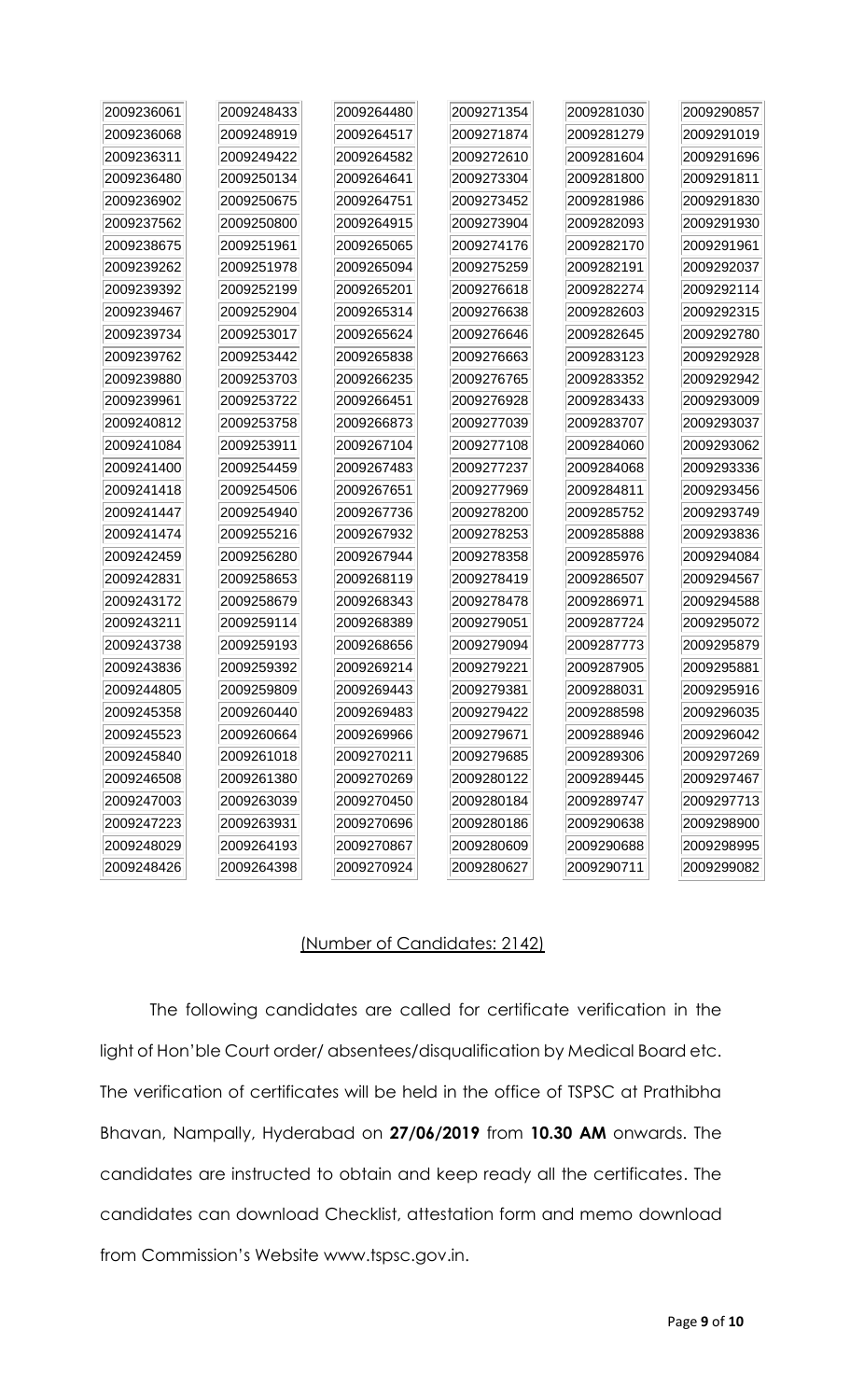| | | | | | |
|---|---|---|---|---|---|
| 2009236061 | 2009248433 | 2009264480 | 2009271354 | 2009281030 | 2009290857 |
| 2009236068 | 2009248919 | 2009264517 | 2009271874 | 2009281279 | 2009291019 |
| 2009236311 | 2009249422 | 2009264582 | 2009272610 | 2009281604 | 2009291696 |
| 2009236480 | 2009250134 | 2009264641 | 2009273304 | 2009281800 | 2009291811 |
| 2009236902 | 2009250675 | 2009264751 | 2009273452 | 2009281986 | 2009291830 |
| 2009237562 | 2009250800 | 2009264915 | 2009273904 | 2009282093 | 2009291930 |
| 2009238675 | 2009251961 | 2009265065 | 2009274176 | 2009282170 | 2009291961 |
| 2009239262 | 2009251978 | 2009265094 | 2009275259 | 2009282191 | 2009292037 |
| 2009239392 | 2009252199 | 2009265201 | 2009276618 | 2009282274 | 2009292114 |
| 2009239467 | 2009252904 | 2009265314 | 2009276638 | 2009282603 | 2009292315 |
| 2009239734 | 2009253017 | 2009265624 | 2009276646 | 2009282645 | 2009292780 |
| 2009239762 | 2009253442 | 2009265838 | 2009276663 | 2009283123 | 2009292928 |
| 2009239880 | 2009253703 | 2009266235 | 2009276765 | 2009283352 | 2009292942 |
| 2009239961 | 2009253722 | 2009266451 | 2009276928 | 2009283433 | 2009293009 |
| 2009240812 | 2009253758 | 2009266873 | 2009277039 | 2009283707 | 2009293037 |
| 2009241084 | 2009253911 | 2009267104 | 2009277108 | 2009284060 | 2009293062 |
| 2009241400 | 2009254459 | 2009267483 | 2009277237 | 2009284068 | 2009293336 |
| 2009241418 | 2009254506 | 2009267651 | 2009277969 | 2009284811 | 2009293456 |
| 2009241447 | 2009254940 | 2009267736 | 2009278200 | 2009285752 | 2009293749 |
| 2009241474 | 2009255216 | 2009267932 | 2009278253 | 2009285888 | 2009293836 |
| 2009242459 | 2009256280 | 2009267944 | 2009278358 | 2009285976 | 2009294084 |
| 2009242831 | 2009258653 | 2009268119 | 2009278419 | 2009286507 | 2009294567 |
| 2009243172 | 2009258679 | 2009268343 | 2009278478 | 2009286971 | 2009294588 |
| 2009243211 | 2009259114 | 2009268389 | 2009279051 | 2009287724 | 2009295072 |
| 2009243738 | 2009259193 | 2009268656 | 2009279094 | 2009287773 | 2009295879 |
| 2009243836 | 2009259392 | 2009269214 | 2009279221 | 2009287905 | 2009295881 |
| 2009244805 | 2009259809 | 2009269443 | 2009279381 | 2009288031 | 2009295916 |
| 2009245358 | 2009260440 | 2009269483 | 2009279422 | 2009288598 | 2009296035 |
| 2009245523 | 2009260664 | 2009269966 | 2009279671 | 2009288946 | 2009296042 |
| 2009245840 | 2009261018 | 2009270211 | 2009279685 | 2009289306 | 2009297269 |
| 2009246508 | 2009261380 | 2009270269 | 2009280122 | 2009289445 | 2009297467 |
| 2009247003 | 2009263039 | 2009270450 | 2009280184 | 2009289747 | 2009297713 |
| 2009247223 | 2009263931 | 2009270696 | 2009280186 | 2009290638 | 2009298900 |
| 2009248029 | 2009264193 | 2009270867 | 2009280609 | 2009290688 | 2009298995 |
| 2009248426 | 2009264398 | 2009270924 | 2009280627 | 2009290711 | 2009299082 |

(Number of Candidates: 2142)

The following candidates are called for certificate verification in the light of Hon'ble Court order/ absentees/disqualification by Medical Board etc. The verification of certificates will be held in the office of TSPSC at Prathibha Bhavan, Nampally, Hyderabad on **27/06/2019** from **10.30 AM** onwards. The candidates are instructed to obtain and keep ready all the certificates. The candidates can download Checklist, attestation form and memo download from Commission's Website www.tspsc.gov.in.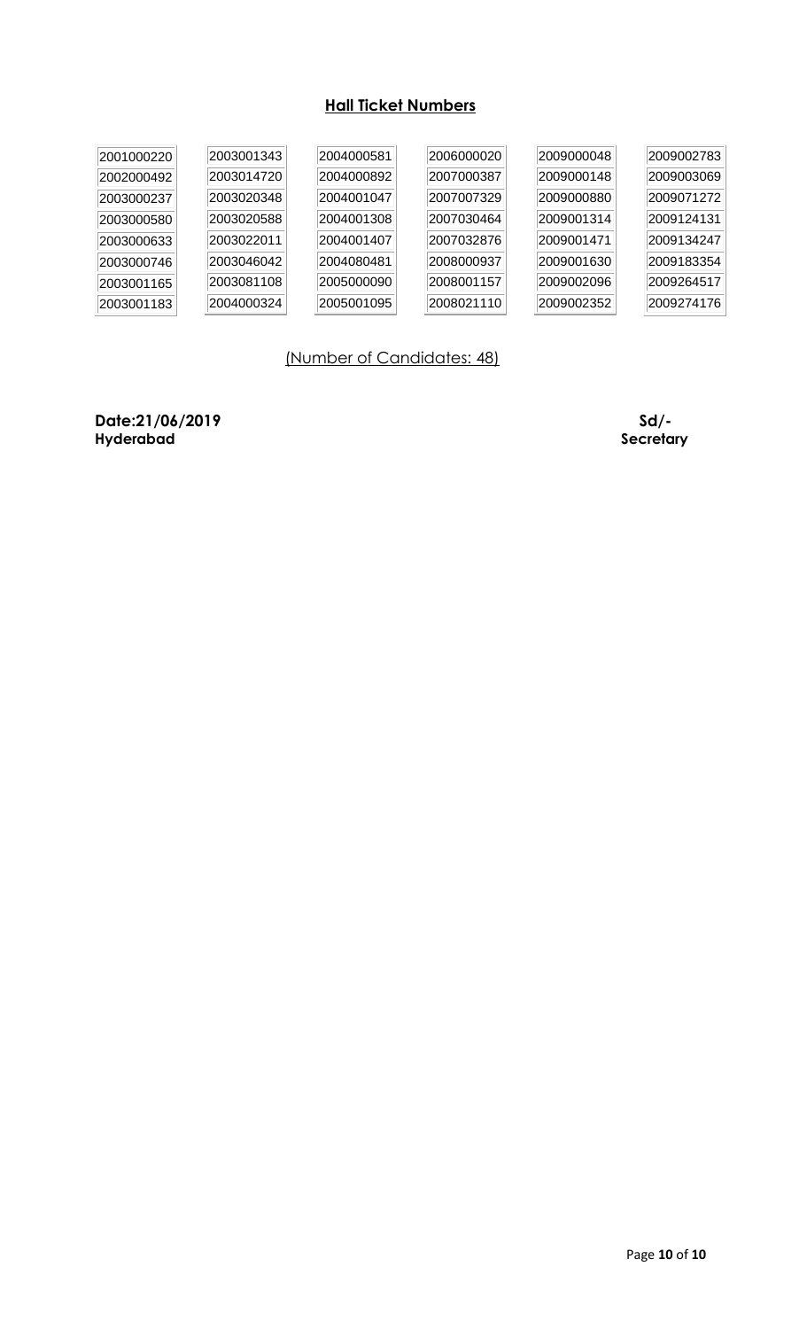## Hall Ticket Numbers

| | | | | | |
|---|---|---|---|---|---|
| 2001000220 | 2003001343 | 2004000581 | 2006000020 | 2009000048 | 2009002783 |
| 2002000492 | 2003014720 | 2004000892 | 2007000387 | 2009000148 | 2009003069 |
| 2003000237 | 2003020348 | 2004001047 | 2007007329 | 2009000880 | 2009071272 |
| 2003000580 | 2003020588 | 2004001308 | 2007030464 | 2009001314 | 2009124131 |
| 2003000633 | 2003022011 | 2004001407 | 2007032876 | 2009001471 | 2009134247 |
| 2003000746 | 2003046042 | 2004080481 | 2008000937 | 2009001630 | 2009183354 |
| 2003001165 | 2003081108 | 2005000090 | 2008001157 | 2009002096 | 2009264517 |
| 2003001183 | 2004000324 | 2005001095 | 2008021110 | 2009002352 | 2009274176 |

(Number of Candidates: 48)

**Date:21/06/2019**
**Hyderabad**

**Sd/-**
**Secretary**